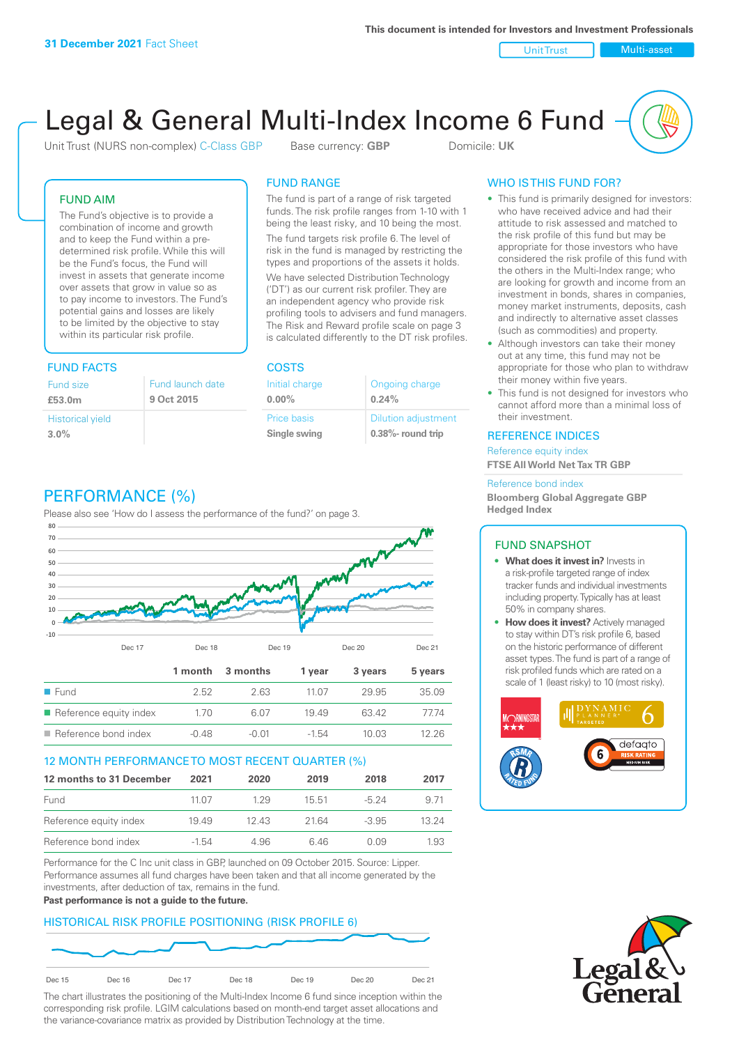**31 December 2021** Fact Sheet

**This document is intended for Investors and Investment Professionals**

Unit Trust | Multi-asset

# Legal & General Multi-Index Income 6 Fund

Unit Trust (NURS non-complex) C-Class GBP    Base currency: **GBP**    Domicile: **UK**

## FUND AIM

The Fund's objective is to provide a combination of income and growth and to keep the Fund within a pre-determined risk profile. While this will be the Fund's focus, the Fund will invest in assets that generate income over assets that grow in value so as to pay income to investors. The Fund's potential gains and losses are likely to be limited by the objective to stay within its particular risk profile.

## FUND RANGE

The fund is part of a range of risk targeted funds. The risk profile ranges from 1-10 with 1 being the least risky, and 10 being the most.

The fund targets risk profile 6. The level of risk in the fund is managed by restricting the types and proportions of the assets it holds.

We have selected Distribution Technology ('DT') as our current risk profiler. They are an independent agency who provide risk profiling tools to advisers and fund managers. The Risk and Reward profile scale on page 3 is calculated differently to the DT risk profiles.

## WHO IS THIS FUND FOR?

- This fund is primarily designed for investors: who have received advice and had their attitude to risk assessed and matched to the risk profile of this fund but may be appropriate for those investors who have considered the risk profile of this fund with the others in the Multi-Index range; who are looking for growth and income from an investment in bonds, shares in companies, money market instruments, deposits, cash and indirectly to alternative asset classes (such as commodities) and property.
- Although investors can take their money out at any time, this fund may not be appropriate for those who plan to withdraw their money within five years.
- This fund is not designed for investors who cannot afford more than a minimal loss of their investment.

## FUND FACTS

| Fund size | Fund launch date |
|---|---|
| **£53.0m** | **9 Oct 2015** |
| Historical yield | |
| **3.0%** | |

## COSTS

| Initial charge | Ongoing charge |
|---|---|
| **0.00%** | **0.24%** |
| Price basis | Dilution adjustment |
| **Single swing** | **0.38%- round trip** |

## REFERENCE INDICES

Reference equity index
**FTSE All World Net Tax TR GBP**

Reference bond index
**Bloomberg Global Aggregate GBP Hedged Index**

## PERFORMANCE (%)

Please also see 'How do I assess the performance of the fund?' on page 3.

| | 1 month | 3 months | 1 year | 3 years | 5 years |
|---|---|---|---|---|---|
| Fund | 2.52 | 2.63 | 11.07 | 29.95 | 35.09 |
| Reference equity index | 1.70 | 6.07 | 19.49 | 63.42 | 77.74 |
| Reference bond index | -0.48 | -0.01 | -1.54 | 10.03 | 12.26 |

## 12 MONTH PERFORMANCE TO MOST RECENT QUARTER (%)

| 12 months to 31 December | 2021 | 2020 | 2019 | 2018 | 2017 |
|---|---|---|---|---|---|
| Fund | 11.07 | 1.29 | 15.51 | -5.24 | 9.71 |
| Reference equity index | 19.49 | 12.43 | 21.64 | -3.95 | 13.24 |
| Reference bond index | -1.54 | 4.96 | 6.46 | 0.09 | 1.93 |

Performance for the C Inc unit class in GBP, launched on 09 October 2015. Source: Lipper. Performance assumes all fund charges have been taken and that all income generated by the investments, after deduction of tax, remains in the fund.

**Past performance is not a guide to the future.**

## FUND SNAPSHOT

- **What does it invest in?** Invests in a risk-profile targeted range of index tracker funds and individual investments including property. Typically has at least 50% in company shares.
- **How does it invest?** Actively managed to stay within DT's risk profile 6, based on the historic performance of different asset types. The fund is part of a range of risk profiled funds which are rated on a scale of 1 (least risky) to 10 (most risky).

## HISTORICAL RISK PROFILE POSITIONING (RISK PROFILE 6)

The chart illustrates the positioning of the Multi-Index Income 6 fund since inception within the corresponding risk profile. LGIM calculations based on month-end target asset allocations and the variance-covariance matrix as provided by Distribution Technology at the time.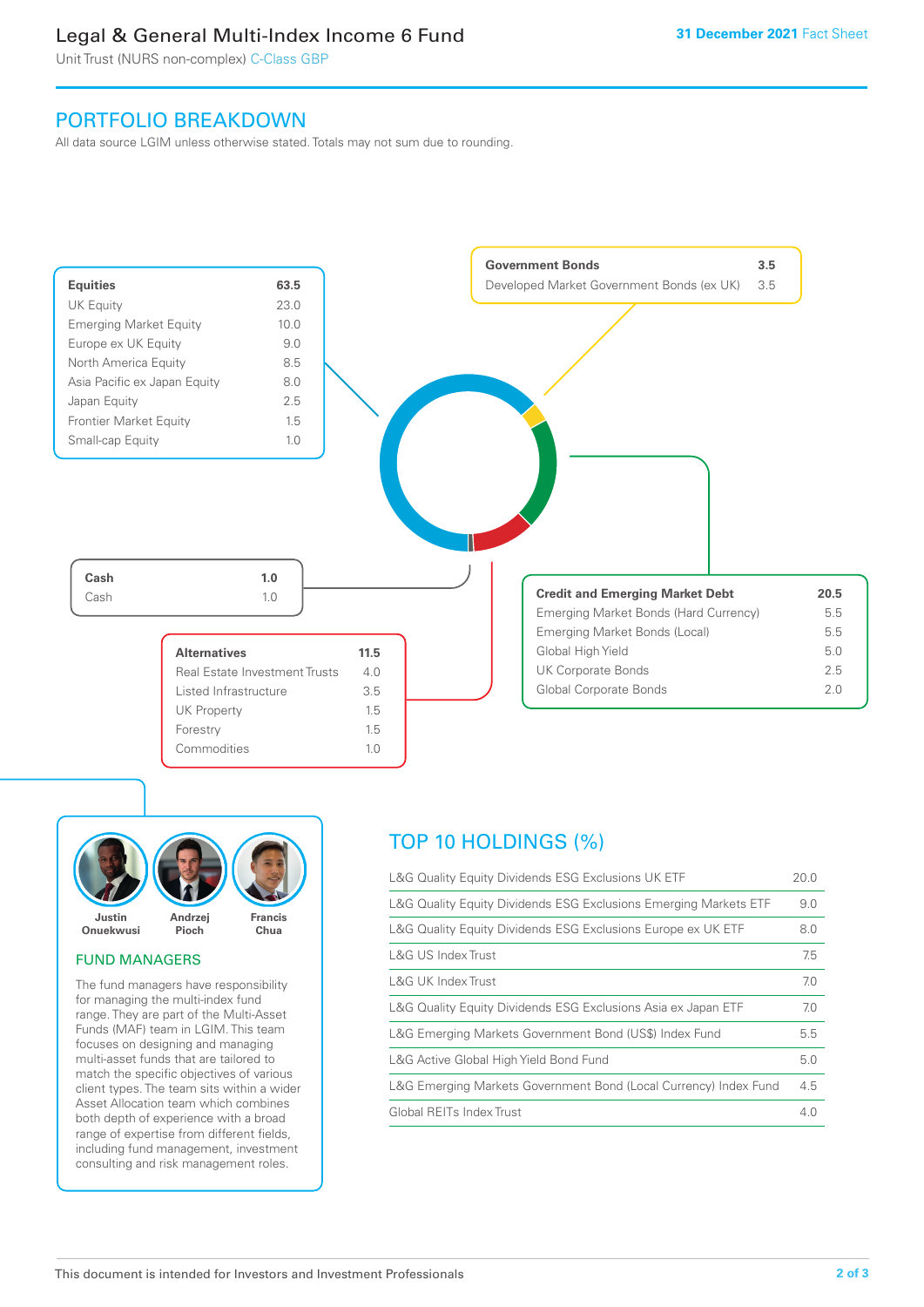# Legal & General Multi-Index Income 6 Fund

Unit Trust (NURS non-complex) C-Class GBP

**31 December 2021** Fact Sheet

## PORTFOLIO BREAKDOWN

All data source LGIM unless otherwise stated. Totals may not sum due to rounding.

| **Equities** | **63.5** |
|---|---|
| UK Equity | 23.0 |
| Emerging Market Equity | 10.0 |
| Europe ex UK Equity | 9.0 |
| North America Equity | 8.5 |
| Asia Pacific ex Japan Equity | 8.0 |
| Japan Equity | 2.5 |
| Frontier Market Equity | 1.5 |
| Small-cap Equity | 1.0 |

| **Government Bonds** | **3.5** |
|---|---|
| Developed Market Government Bonds (ex UK) | 3.5 |

| **Cash** | **1.0** |
|---|---|
| Cash | 1.0 |

| **Credit and Emerging Market Debt** | **20.5** |
|---|---|
| Emerging Market Bonds (Hard Currency) | 5.5 |
| Emerging Market Bonds (Local) | 5.5 |
| Global High Yield | 5.0 |
| UK Corporate Bonds | 2.5 |
| Global Corporate Bonds | 2.0 |

| **Alternatives** | **11.5** |
|---|---|
| Real Estate Investment Trusts | 4.0 |
| Listed Infrastructure | 3.5 |
| UK Property | 1.5 |
| Forestry | 1.5 |
| Commodities | 1.0 |

Justin Onuekwusi, Andrzej Pioch, Francis Chua

### FUND MANAGERS

The fund managers have responsibility for managing the multi-index fund range. They are part of the Multi-Asset Funds (MAF) team in LGIM. This team focuses on designing and managing multi-asset funds that are tailored to match the specific objectives of various client types. The team sits within a wider Asset Allocation team which combines both depth of experience with a broad range of expertise from different fields, including fund management, investment consulting and risk management roles.

## TOP 10 HOLDINGS (%)

| Holding | % |
|---|---|
| L&G Quality Equity Dividends ESG Exclusions UK ETF | 20.0 |
| L&G Quality Equity Dividends ESG Exclusions Emerging Markets ETF | 9.0 |
| L&G Quality Equity Dividends ESG Exclusions Europe ex UK ETF | 8.0 |
| L&G US Index Trust | 7.5 |
| L&G UK Index Trust | 7.0 |
| L&G Quality Equity Dividends ESG Exclusions Asia ex Japan ETF | 7.0 |
| L&G Emerging Markets Government Bond (US$) Index Fund | 5.5 |
| L&G Active Global High Yield Bond Fund | 5.0 |
| L&G Emerging Markets Government Bond (Local Currency) Index Fund | 4.5 |
| Global REITs Index Trust | 4.0 |

This document is intended for Investors and Investment Professionals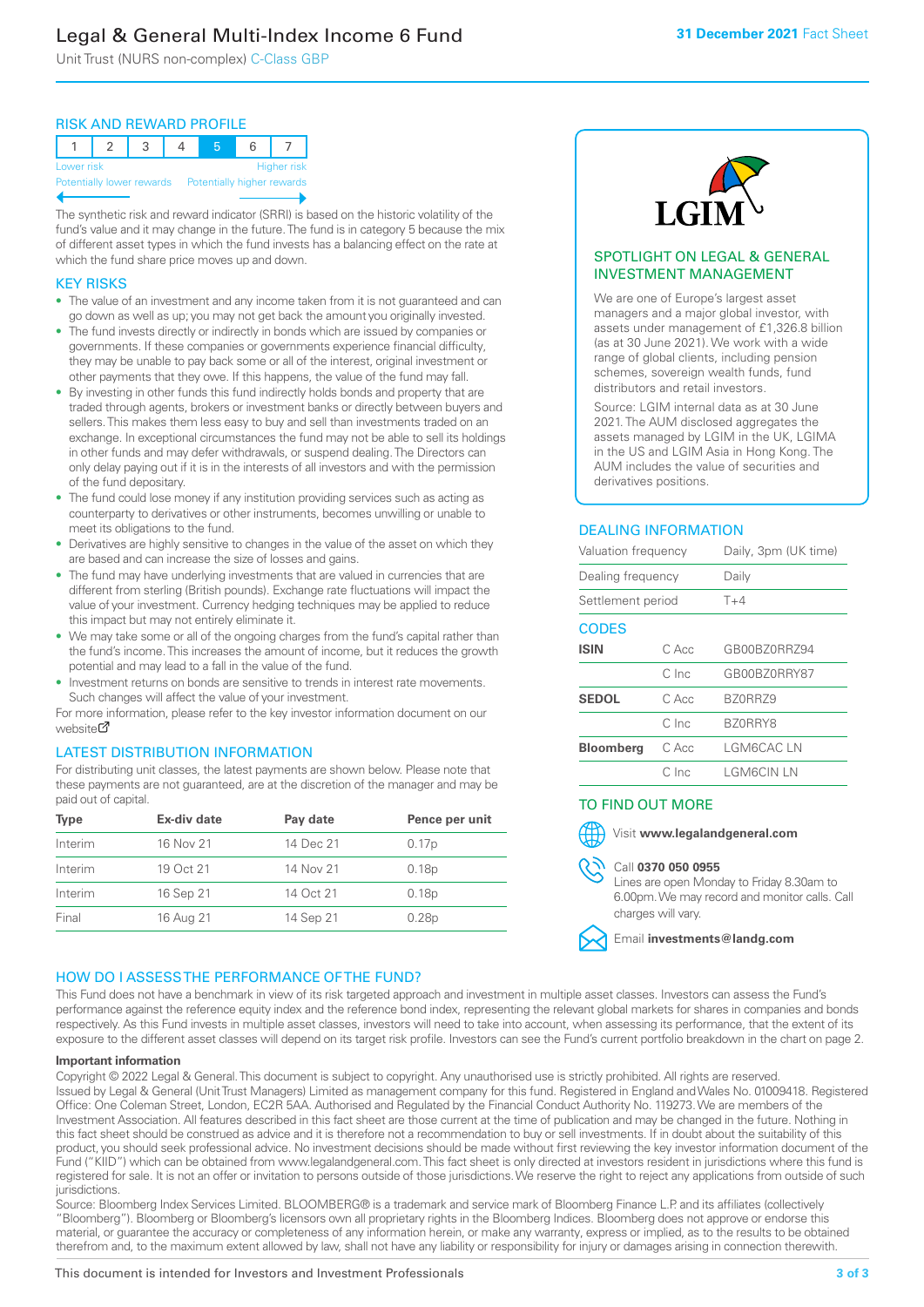# Legal & General Multi-Index Income 6 Fund

Unit Trust (NURS non-complex) C-Class GBP

**31 December 2021** Fact Sheet

## RISK AND REWARD PROFILE

| 1 | 2 | 3 | 4 | 5 | 6 | 7 |
|---|---|---|---|---|---|---|

Lower risk — Higher risk

Potentially lower rewards — Potentially higher rewards

The synthetic risk and reward indicator (SRRI) is based on the historic volatility of the fund's value and it may change in the future. The fund is in category 5 because the mix of different asset types in which the fund invests has a balancing effect on the rate at which the fund share price moves up and down.

## KEY RISKS

- The value of an investment and any income taken from it is not guaranteed and can go down as well as up; you may not get back the amount you originally invested.
- The fund invests directly or indirectly in bonds which are issued by companies or governments. If these companies or governments experience financial difficulty, they may be unable to pay back some or all of the interest, original investment or other payments that they owe. If this happens, the value of the fund may fall.
- By investing in other funds this fund indirectly holds bonds and property that are traded through agents, brokers or investment banks or directly between buyers and sellers. This makes them less easy to buy and sell than investments traded on an exchange. In exceptional circumstances the fund may not be able to sell its holdings in other funds and may defer withdrawals, or suspend dealing. The Directors can only delay paying out if it is in the interests of all investors and with the permission of the fund depositary.
- The fund could lose money if any institution providing services such as acting as counterparty to derivatives or other instruments, becomes unwilling or unable to meet its obligations to the fund.
- Derivatives are highly sensitive to changes in the value of the asset on which they are based and can increase the size of losses and gains.
- The fund may have underlying investments that are valued in currencies that are different from sterling (British pounds). Exchange rate fluctuations will impact the value of your investment. Currency hedging techniques may be applied to reduce this impact but may not entirely eliminate it.
- We may take some or all of the ongoing charges from the fund's capital rather than the fund's income. This increases the amount of income, but it reduces the growth potential and may lead to a fall in the value of the fund.
- Investment returns on bonds are sensitive to trends in interest rate movements. Such changes will affect the value of your investment.

For more information, please refer to the key investor information document on our website

## LATEST DISTRIBUTION INFORMATION

For distributing unit classes, the latest payments are shown below. Please note that these payments are not guaranteed, are at the discretion of the manager and may be paid out of capital.

| Type | Ex-div date | Pay date | Pence per unit |
|---|---|---|---|
| Interim | 16 Nov 21 | 14 Dec 21 | 0.17p |
| Interim | 19 Oct 21 | 14 Nov 21 | 0.18p |
| Interim | 16 Sep 21 | 14 Oct 21 | 0.18p |
| Final | 16 Aug 21 | 14 Sep 21 | 0.28p |

## SPOTLIGHT ON LEGAL & GENERAL INVESTMENT MANAGEMENT

We are one of Europe's largest asset managers and a major global investor, with assets under management of £1,326.8 billion (as at 30 June 2021). We work with a wide range of global clients, including pension schemes, sovereign wealth funds, fund distributors and retail investors.

Source: LGIM internal data as at 30 June 2021. The AUM disclosed aggregates the assets managed by LGIM in the UK, LGIMA in the US and LGIM Asia in Hong Kong. The AUM includes the value of securities and derivatives positions.

## DEALING INFORMATION

| | |
|---|---|
| Valuation frequency | Daily, 3pm (UK time) |
| Dealing frequency | Daily |
| Settlement period | T+4 |

## CODES

| | | |
|---|---|---|
| **ISIN** | C Acc | GB00BZ0RRZ94 |
| | C Inc | GB00BZ0RRY87 |
| **SEDOL** | C Acc | BZ0RRZ9 |
| | C Inc | BZ0RRY8 |
| **Bloomberg** | C Acc | LGM6CAC LN |
| | C Inc | LGM6CIN LN |

## TO FIND OUT MORE

Visit **www.legalandgeneral.com**

Call **0370 050 0955**
Lines are open Monday to Friday 8.30am to 6.00pm. We may record and monitor calls. Call charges will vary.

Email **investments@landg.com**

## HOW DO I ASSESS THE PERFORMANCE OF THE FUND?

This Fund does not have a benchmark in view of its risk targeted approach and investment in multiple asset classes. Investors can assess the Fund's performance against the reference equity index and the reference bond index, representing the relevant global markets for shares in companies and bonds respectively. As this Fund invests in multiple asset classes, investors will need to take into account, when assessing its performance, that the extent of its exposure to the different asset classes will depend on its target risk profile. Investors can see the Fund's current portfolio breakdown in the chart on page 2.

**Important information**

Copyright © 2022 Legal & General. This document is subject to copyright. Any unauthorised use is strictly prohibited. All rights are reserved. Issued by Legal & General (Unit Trust Managers) Limited as management company for this fund. Registered in England and Wales No. 01009418. Registered Office: One Coleman Street, London, EC2R 5AA. Authorised and Regulated by the Financial Conduct Authority No. 119273. We are members of the Investment Association. All features described in this fact sheet are those current at the time of publication and may be changed in the future. Nothing in this fact sheet should be construed as advice and it is therefore not a recommendation to buy or sell investments. If in doubt about the suitability of this product, you should seek professional advice. No investment decisions should be made without first reviewing the key investor information document of the Fund ("KIID") which can be obtained from www.legalandgeneral.com. This fact sheet is only directed at investors resident in jurisdictions where this fund is registered for sale. It is not an offer or invitation to persons outside of those jurisdictions. We reserve the right to reject any applications from outside of such jurisdictions.

Source: Bloomberg Index Services Limited. BLOOMBERG® is a trademark and service mark of Bloomberg Finance L.P. and its affiliates (collectively "Bloomberg"). Bloomberg or Bloomberg's licensors own all proprietary rights in the Bloomberg Indices. Bloomberg does not approve or endorse this material, or guarantee the accuracy or completeness of any information herein, or make any warranty, express or implied, as to the results to be obtained therefrom and, to the maximum extent allowed by law, shall not have any liability or responsibility for injury or damages arising in connection therewith.

This document is intended for Investors and Investment Professionals